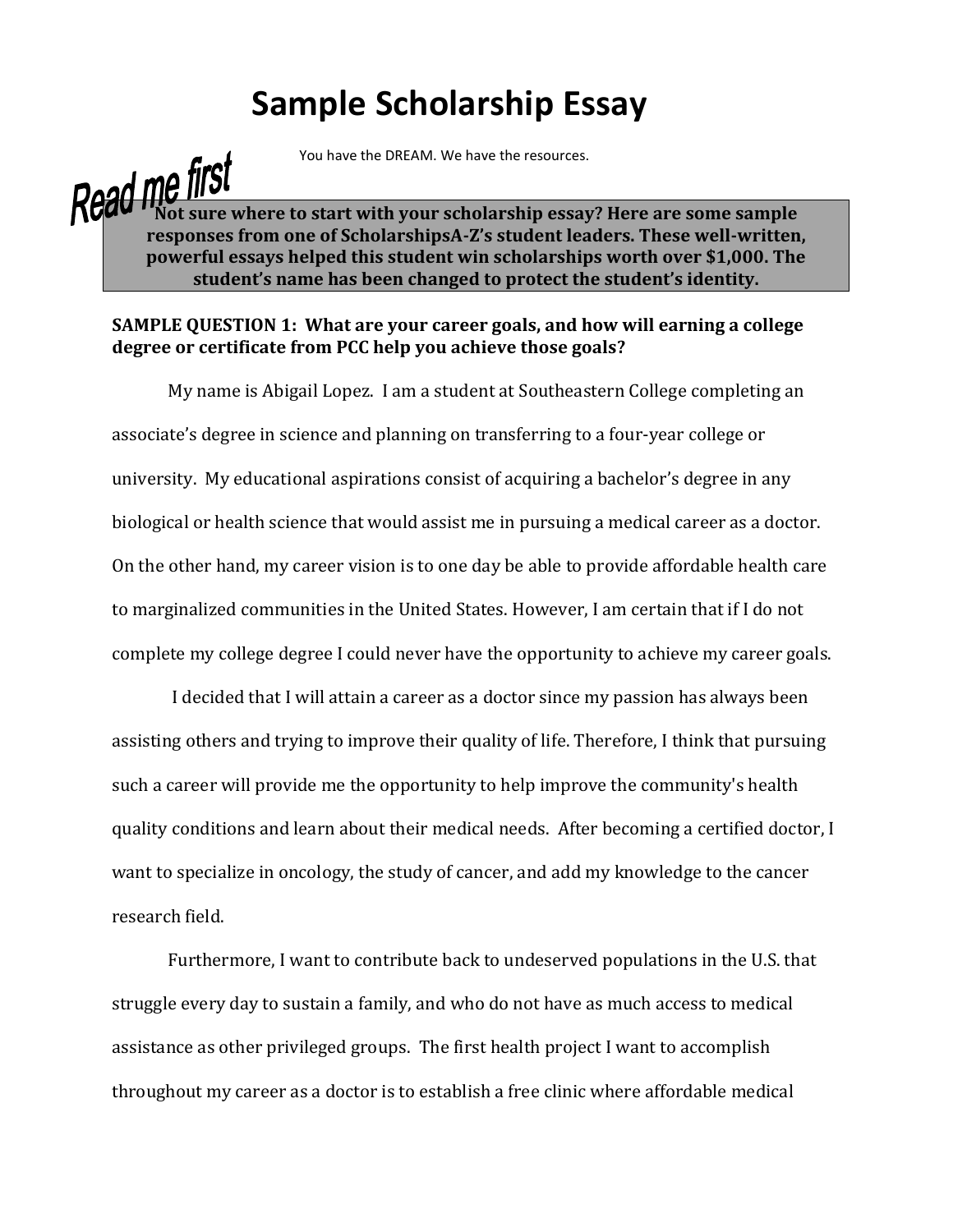# Sample Scholarship Essay

You have the DREAM. We have the resources.

Read me first

**Not sure where to start with your scholarship essay? Here are some sample responses from one of ScholarshipsA-Z's student leaders. These well-written, powerful essays helped this student win scholarships worth over $1,000. The student's name has been changed to protect the student's identity.**

**SAMPLE QUESTION 1: What are your career goals, and how will earning a college degree or certificate from PCC help you achieve those goals?**

My name is Abigail Lopez. I am a student at Southeastern College completing an associate's degree in science and planning on transferring to a four-year college or university. My educational aspirations consist of acquiring a bachelor's degree in any biological or health science that would assist me in pursuing a medical career as a doctor. On the other hand, my career vision is to one day be able to provide affordable health care to marginalized communities in the United States. However, I am certain that if I do not complete my college degree I could never have the opportunity to achieve my career goals.

I decided that I will attain a career as a doctor since my passion has always been assisting others and trying to improve their quality of life. Therefore, I think that pursuing such a career will provide me the opportunity to help improve the community's health quality conditions and learn about their medical needs. After becoming a certified doctor, I want to specialize in oncology, the study of cancer, and add my knowledge to the cancer research field.

Furthermore, I want to contribute back to undeserved populations in the U.S. that struggle every day to sustain a family, and who do not have as much access to medical assistance as other privileged groups. The first health project I want to accomplish throughout my career as a doctor is to establish a free clinic where affordable medical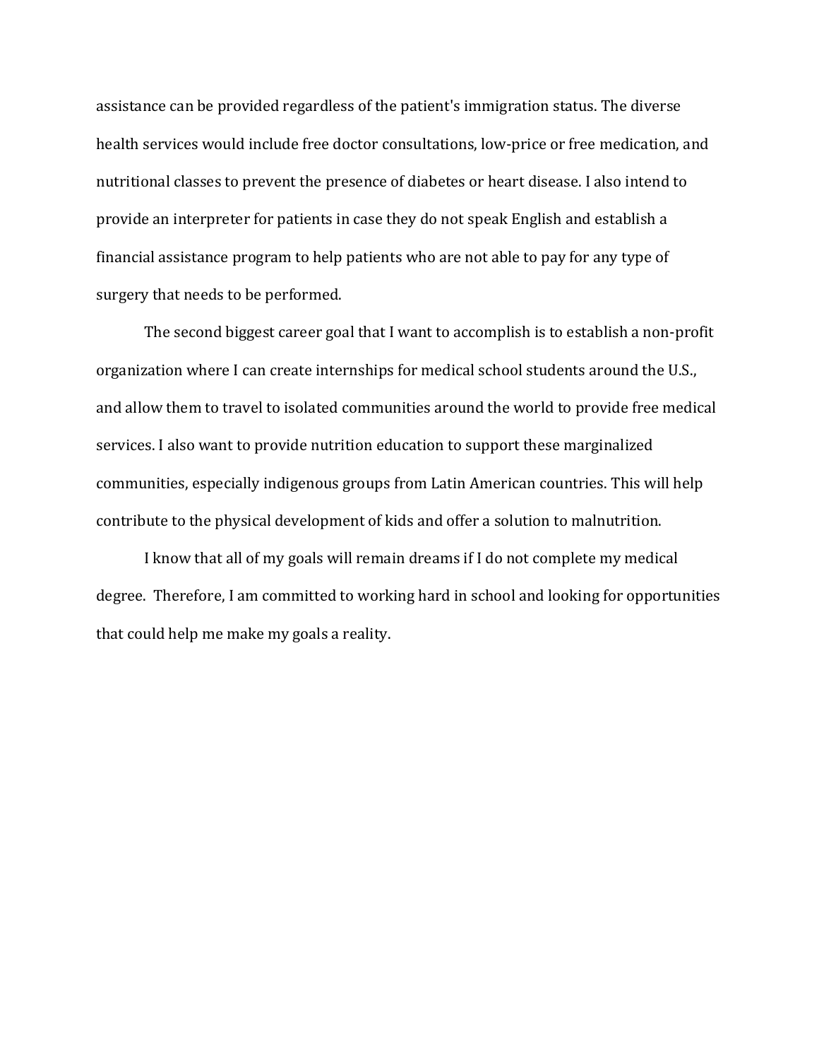assistance can be provided regardless of the patient's immigration status. The diverse health services would include free doctor consultations, low-price or free medication, and nutritional classes to prevent the presence of diabetes or heart disease. I also intend to provide an interpreter for patients in case they do not speak English and establish a financial assistance program to help patients who are not able to pay for any type of surgery that needs to be performed.

The second biggest career goal that I want to accomplish is to establish a non-profit organization where I can create internships for medical school students around the U.S., and allow them to travel to isolated communities around the world to provide free medical services. I also want to provide nutrition education to support these marginalized communities, especially indigenous groups from Latin American countries. This will help contribute to the physical development of kids and offer a solution to malnutrition.

I know that all of my goals will remain dreams if I do not complete my medical degree. Therefore, I am committed to working hard in school and looking for opportunities that could help me make my goals a reality.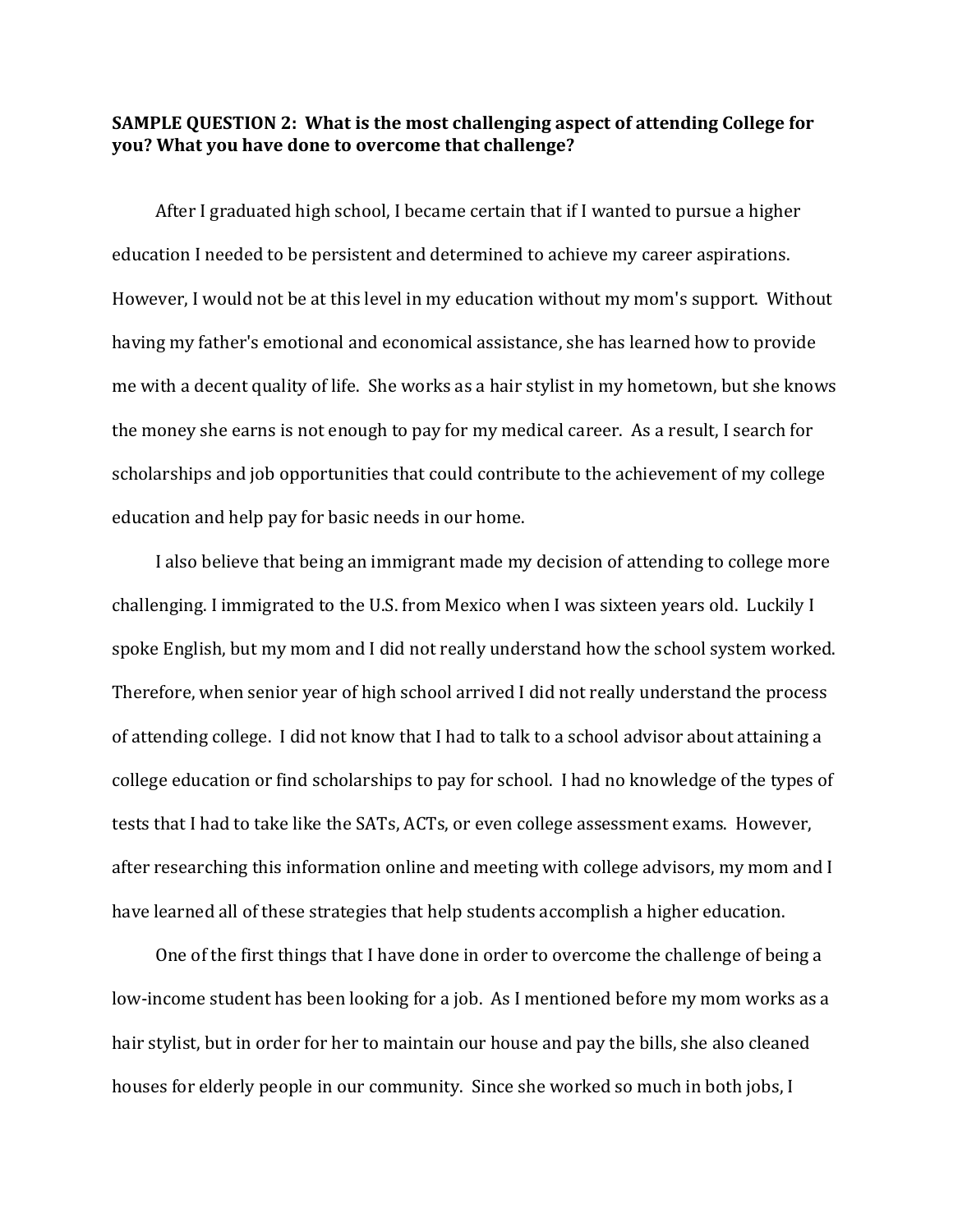**SAMPLE QUESTION 2: What is the most challenging aspect of attending College for you? What you have done to overcome that challenge?**

After I graduated high school, I became certain that if I wanted to pursue a higher education I needed to be persistent and determined to achieve my career aspirations. However, I would not be at this level in my education without my mom's support. Without having my father's emotional and economical assistance, she has learned how to provide me with a decent quality of life. She works as a hair stylist in my hometown, but she knows the money she earns is not enough to pay for my medical career. As a result, I search for scholarships and job opportunities that could contribute to the achievement of my college education and help pay for basic needs in our home.

I also believe that being an immigrant made my decision of attending to college more challenging. I immigrated to the U.S. from Mexico when I was sixteen years old. Luckily I spoke English, but my mom and I did not really understand how the school system worked. Therefore, when senior year of high school arrived I did not really understand the process of attending college. I did not know that I had to talk to a school advisor about attaining a college education or find scholarships to pay for school. I had no knowledge of the types of tests that I had to take like the SATs, ACTs, or even college assessment exams. However, after researching this information online and meeting with college advisors, my mom and I have learned all of these strategies that help students accomplish a higher education.

One of the first things that I have done in order to overcome the challenge of being a low-income student has been looking for a job. As I mentioned before my mom works as a hair stylist, but in order for her to maintain our house and pay the bills, she also cleaned houses for elderly people in our community. Since she worked so much in both jobs, I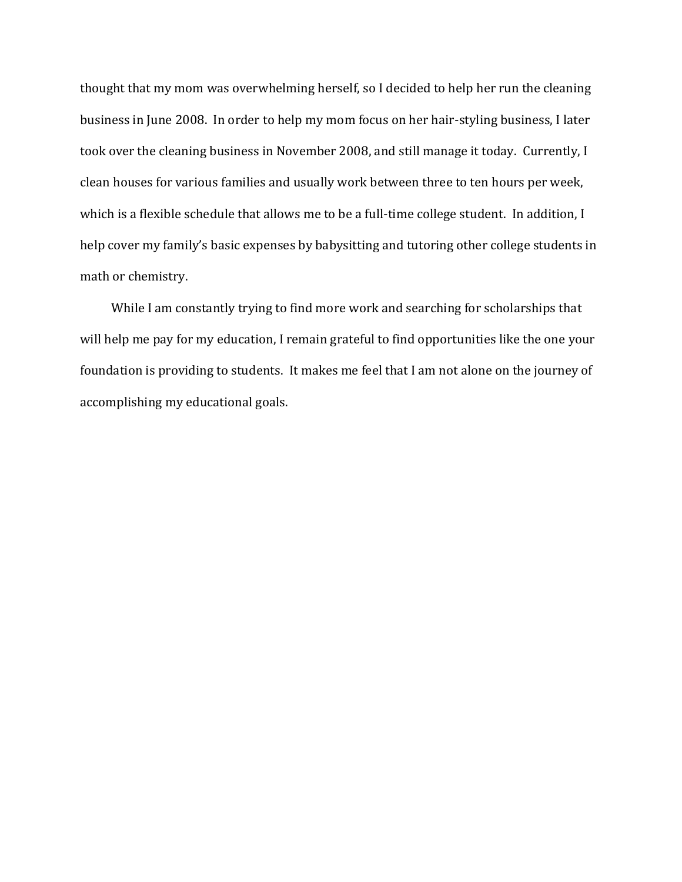thought that my mom was overwhelming herself, so I decided to help her run the cleaning business in June 2008. In order to help my mom focus on her hair-styling business, I later took over the cleaning business in November 2008, and still manage it today. Currently, I clean houses for various families and usually work between three to ten hours per week, which is a flexible schedule that allows me to be a full-time college student. In addition, I help cover my family's basic expenses by babysitting and tutoring other college students in math or chemistry.

While I am constantly trying to find more work and searching for scholarships that will help me pay for my education, I remain grateful to find opportunities like the one your foundation is providing to students. It makes me feel that I am not alone on the journey of accomplishing my educational goals.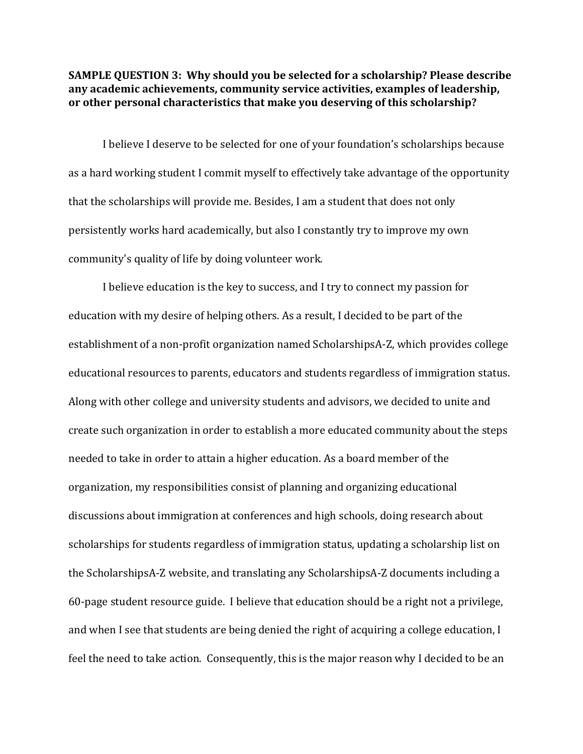**SAMPLE QUESTION 3: Why should you be selected for a scholarship? Please describe any academic achievements, community service activities, examples of leadership, or other personal characteristics that make you deserving of this scholarship?**

I believe I deserve to be selected for one of your foundation's scholarships because as a hard working student I commit myself to effectively take advantage of the opportunity that the scholarships will provide me. Besides, I am a student that does not only persistently works hard academically, but also I constantly try to improve my own community's quality of life by doing volunteer work.

I believe education is the key to success, and I try to connect my passion for education with my desire of helping others. As a result, I decided to be part of the establishment of a non-profit organization named ScholarshipsA-Z, which provides college educational resources to parents, educators and students regardless of immigration status. Along with other college and university students and advisors, we decided to unite and create such organization in order to establish a more educated community about the steps needed to take in order to attain a higher education. As a board member of the organization, my responsibilities consist of planning and organizing educational discussions about immigration at conferences and high schools, doing research about scholarships for students regardless of immigration status, updating a scholarship list on the ScholarshipsA-Z website, and translating any ScholarshipsA-Z documents including a 60-page student resource guide. I believe that education should be a right not a privilege, and when I see that students are being denied the right of acquiring a college education, I feel the need to take action. Consequently, this is the major reason why I decided to be an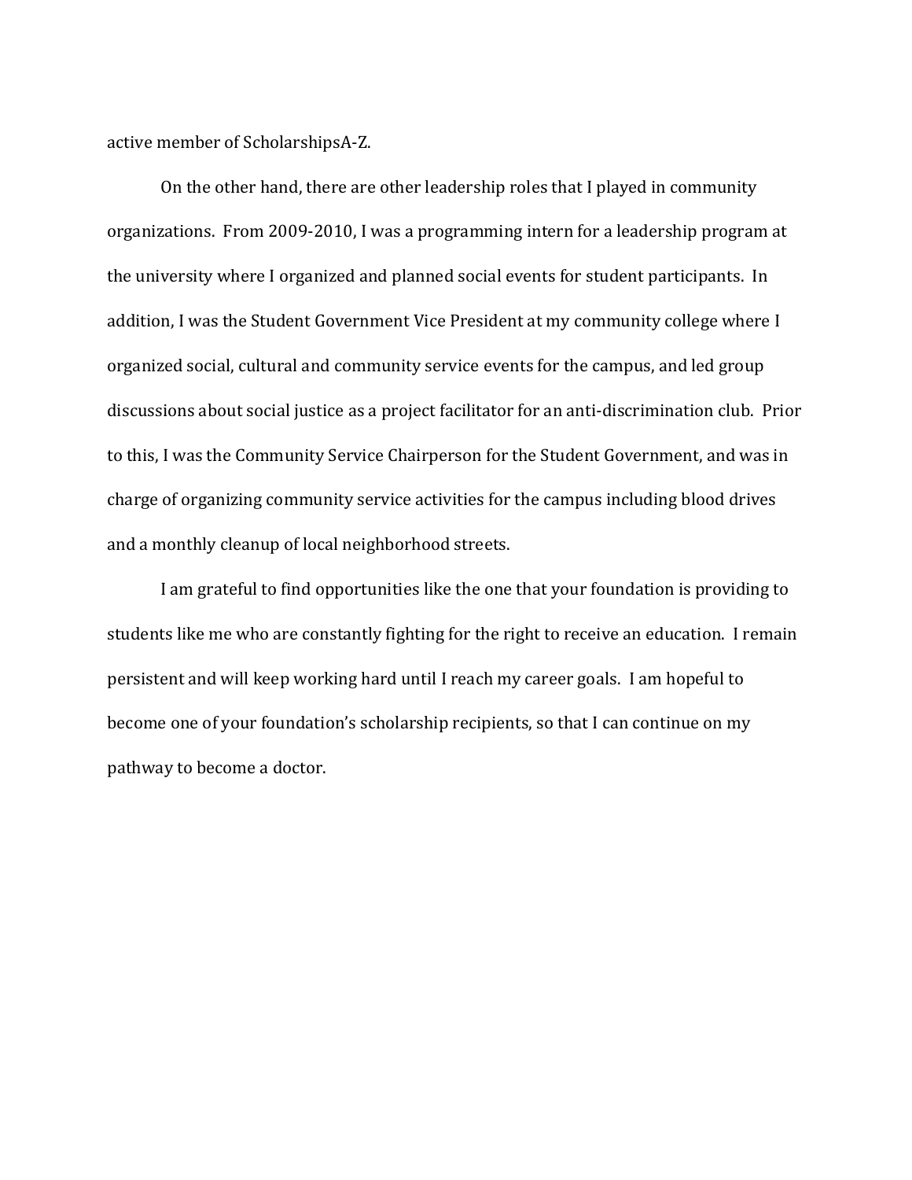active member of ScholarshipsA-Z.

On the other hand, there are other leadership roles that I played in community organizations. From 2009-2010, I was a programming intern for a leadership program at the university where I organized and planned social events for student participants. In addition, I was the Student Government Vice President at my community college where I organized social, cultural and community service events for the campus, and led group discussions about social justice as a project facilitator for an anti-discrimination club. Prior to this, I was the Community Service Chairperson for the Student Government, and was in charge of organizing community service activities for the campus including blood drives and a monthly cleanup of local neighborhood streets.

I am grateful to find opportunities like the one that your foundation is providing to students like me who are constantly fighting for the right to receive an education. I remain persistent and will keep working hard until I reach my career goals. I am hopeful to become one of your foundation's scholarship recipients, so that I can continue on my pathway to become a doctor.